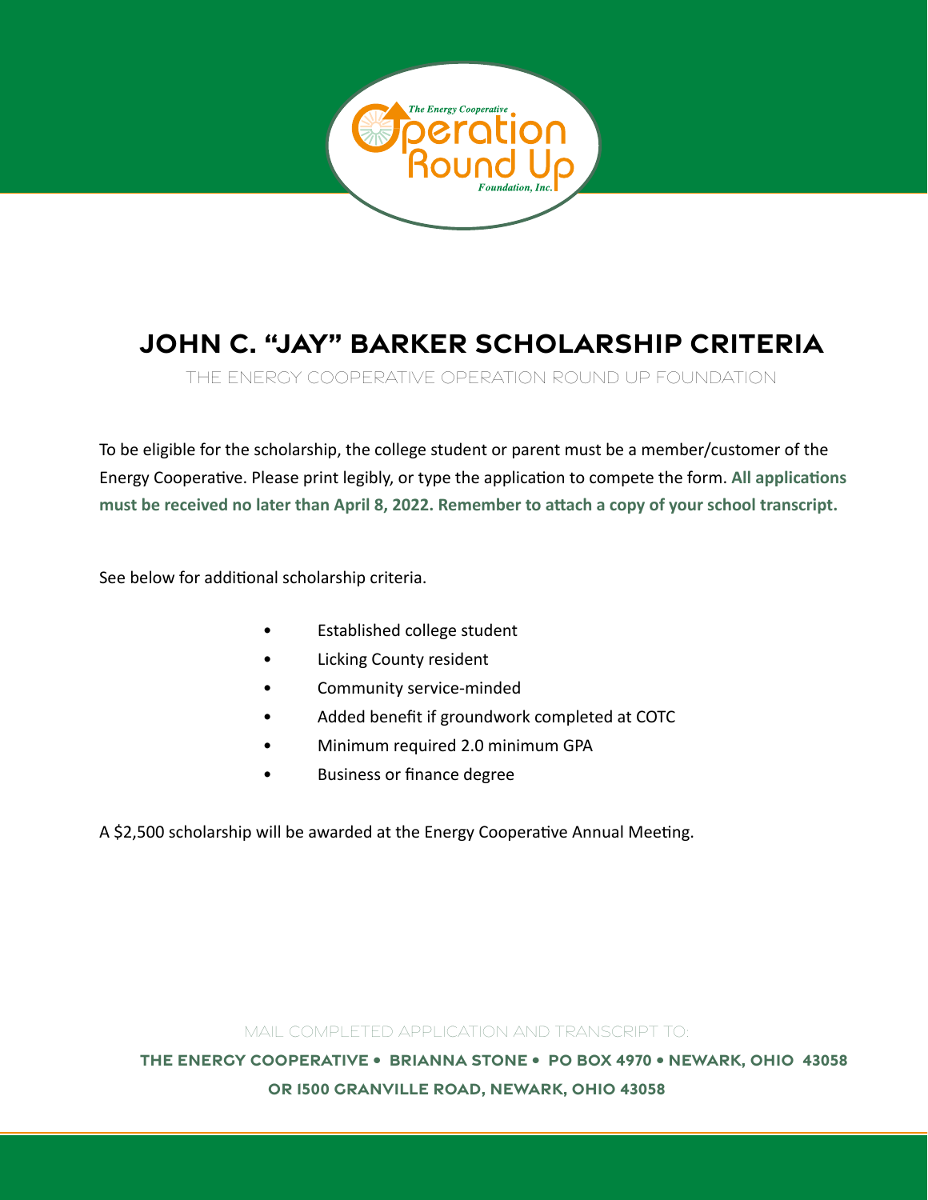# JOHN C. "JAY" BARKER SCHOLARSHIP CRITERIA

THE ENERGY COOPERATIVE OPERATION ROUND UP FOUNDATION

To be eligible for the scholarship, the college student or parent must be a member/customer of the Energy Cooperative. Please print legibly, or type the application to compete the form. **All applications must be received no later than April 8, 2022. Remember to attach a copy of your school transcript.**

See below for additional scholarship criteria.

- Established college student
- Licking County resident
- Community service-minded
- Added benefit if groundwork completed at COTC
- Minimum required 2.0 minimum GPA
- Business or finance degree

A $2,500 scholarship will be awarded at the Energy Cooperative Annual Meeting.

MAIL COMPLETED APPLICATION AND TRANSCRIPT TO:

**THE ENERGY COOPERATIVE • BRIANNA STONE • PO BOX 4970 • NEWARK, OHIO 43058**

**OR 1500 GRANVILLE ROAD, NEWARK, OHIO 43058**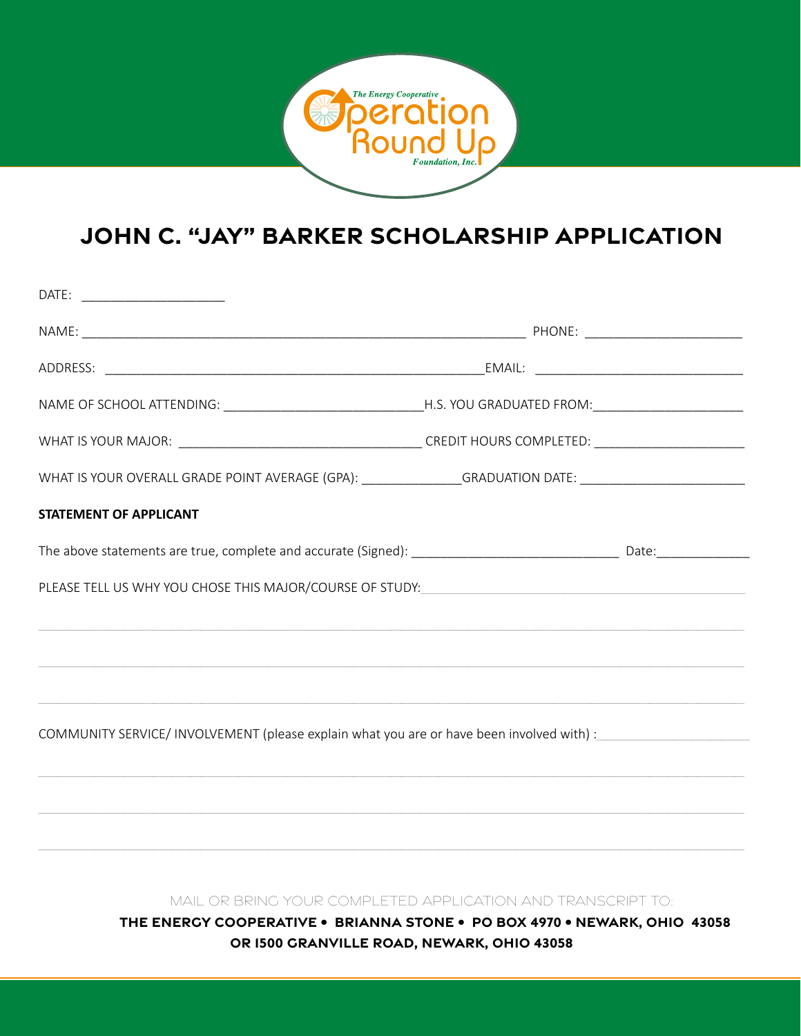The Energy Cooperative Operation Round Up Foundation, Inc.

# JOHN C. "JAY" BARKER SCHOLARSHIP APPLICATION

DATE: ____________________

NAME: ______________________________________________ PHONE: ____________________

ADDRESS: __________________________________________ EMAIL: ___________________________

NAME OF SCHOOL ATTENDING: _________________________ H.S. YOU GRADUATED FROM: ____________________

WHAT IS YOUR MAJOR: ______________________________ CREDIT HOURS COMPLETED: ____________________

WHAT IS YOUR OVERALL GRADE POINT AVERAGE (GPA): _____________ GRADUATION DATE: ______________________

**STATEMENT OF APPLICANT**

The above statements are true, complete and accurate (Signed): ___________________________ Date: ____________

PLEASE TELL US WHY YOU CHOSE THIS MAJOR/COURSE OF STUDY: ____________________________________________

______________________________________________________________________________

______________________________________________________________________________

______________________________________________________________________________

COMMUNITY SERVICE/ INVOLVEMENT (please explain what you are or have been involved with) : ____________________

______________________________________________________________________________

______________________________________________________________________________

______________________________________________________________________________

MAIL OR BRING YOUR COMPLETED APPLICATION AND TRANSCRIPT TO:

**THE ENERGY COOPERATIVE • BRIANNA STONE • PO BOX 4970 • NEWARK, OHIO 43058**
**OR 1500 GRANVILLE ROAD, NEWARK, OHIO 43058**